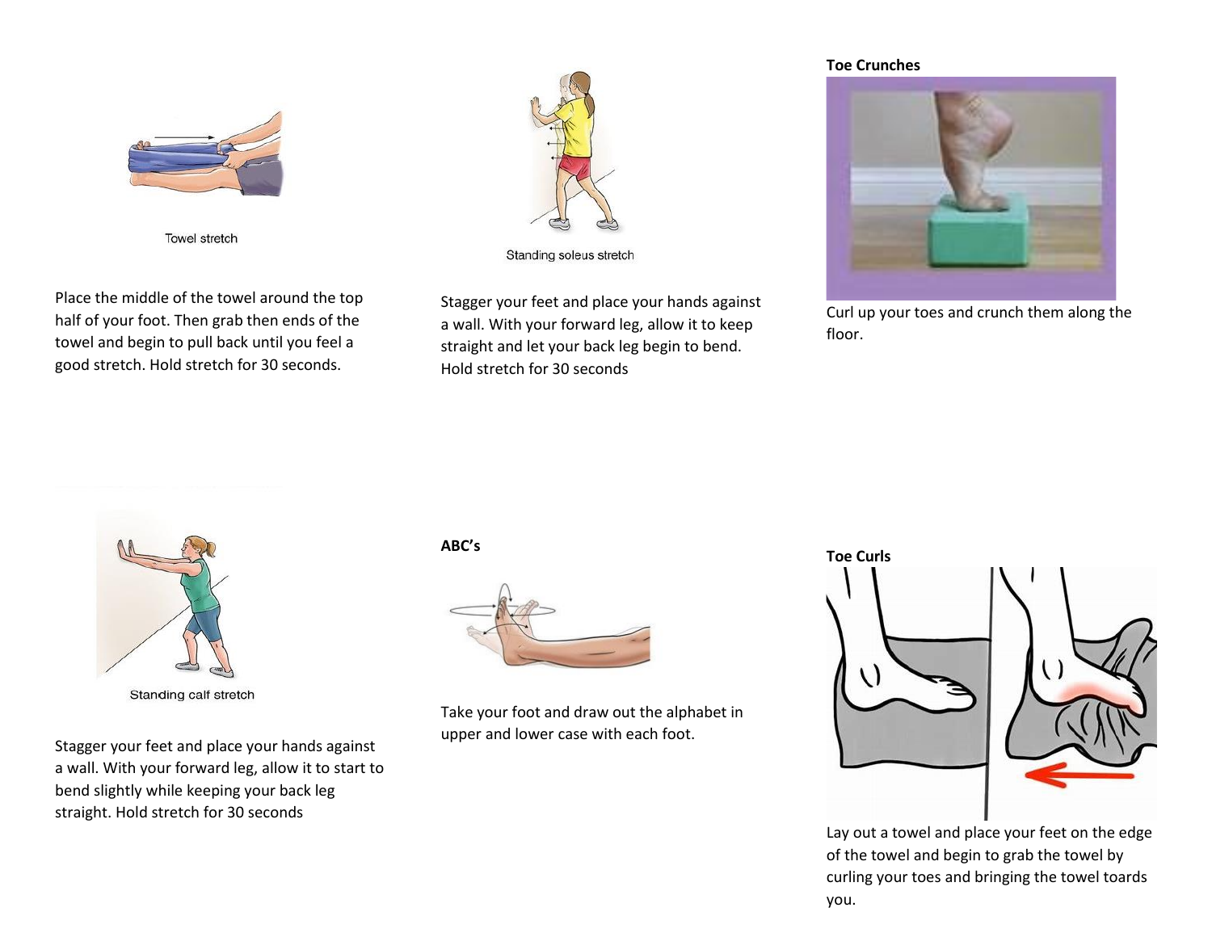Towel stretch

Place the middle of the towel around the top half of your foot. Then grab then ends of the towel and begin to pull back until you feel a good stretch. Hold stretch for 30 seconds.

Standing soleus stretch

Stagger your feet and place your hands against a wall. With your forward leg, allow it to keep straight and let your back leg begin to bend. Hold stretch for 30 seconds

**Toe Crunches**

Curl up your toes and crunch them along the floor.

Standing calf stretch

Stagger your feet and place your hands against a wall. With your forward leg, allow it to start to bend slightly while keeping your back leg straight. Hold stretch for 30 seconds

**ABC's**

Take your foot and draw out the alphabet in upper and lower case with each foot.

**Toe Curls**

Lay out a towel and place your feet on the edge of the towel and begin to grab the towel by curling your toes and bringing the towel toards you.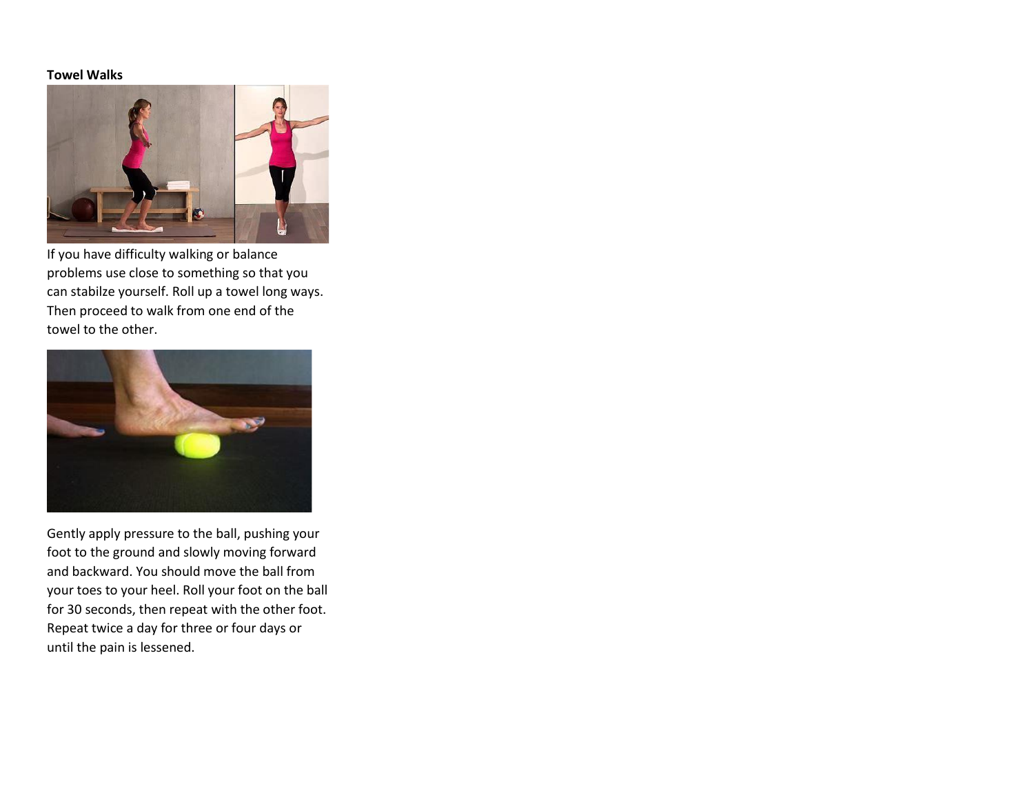**Towel Walks**

If you have difficulty walking or balance problems use close to something so that you can stabilze yourself. Roll up a towel long ways. Then proceed to walk from one end of the towel to the other.

Gently apply pressure to the ball, pushing your foot to the ground and slowly moving forward and backward. You should move the ball from your toes to your heel. Roll your foot on the ball for 30 seconds, then repeat with the other foot. Repeat twice a day for three or four days or until the pain is lessened.